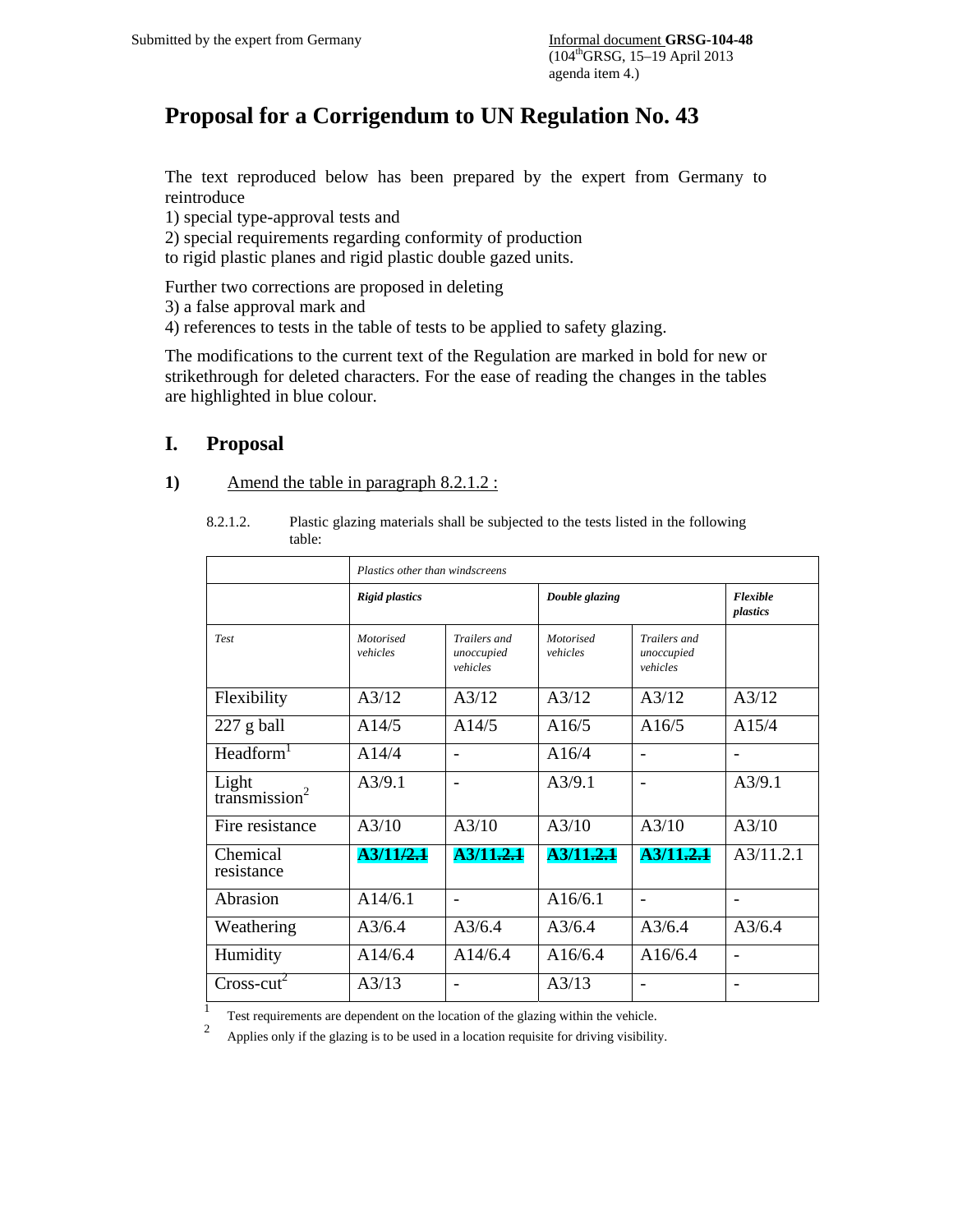Submitted by the expert from Germany

Informal document **GRSG-104-48**
(104th GRSG, 15–19 April 2013
agenda item 4.)

# Proposal for a Corrigendum to UN Regulation No. 43

The text reproduced below has been prepared by the expert from Germany to reintroduce
1) special type-approval tests and
2) special requirements regarding conformity of production
to rigid plastic planes and rigid plastic double gazed units.

Further two corrections are proposed in deleting
3) a false approval mark and
4) references to tests in the table of tests to be applied to safety glazing.

The modifications to the current text of the Regulation are marked in bold for new or strikethrough for deleted characters. For the ease of reading the changes in the tables are highlighted in blue colour.

## I. Proposal

**1)** Amend the table in paragraph 8.2.1.2 :

8.2.1.2. Plastic glazing materials shall be subjected to the tests listed in the following table:

| | *Plastics other than windscreens* | | | | |
|---|---|---|---|---|---|
| | ***Rigid plastics*** | | ***Double glazing*** | | ***Flexible plastics*** |
| *Test* | *Motorised vehicles* | *Trailers and unoccupied vehicles* | *Motorised vehicles* | *Trailers and unoccupied vehicles* | |
| Flexibility | A3/12 | A3/12 | A3/12 | A3/12 | A3/12 |
| 227 g ball | A14/5 | A14/5 | A16/5 | A16/5 | A15/4 |
| Headform[1] | A14/4 | - | A16/4 | - | - |
| Light transmission[2] | A3/9.1 | - | A3/9.1 | - | A3/9.1 |
| Fire resistance | A3/10 | A3/10 | A3/10 | A3/10 | A3/10 |
| Chemical resistance | **A3/11**~~/2.1~~ | **A3/11**~~.2.1~~ | **A3/11**~~.2.1~~ | **A3/11**~~.2.1~~ | A3/11.2.1 |
| Abrasion | A14/6.1 | - | A16/6.1 | - | - |
| Weathering | A3/6.4 | A3/6.4 | A3/6.4 | A3/6.4 | A3/6.4 |
| Humidity | A14/6.4 | A14/6.4 | A16/6.4 | A16/6.4 | - |
| Cross-cut[2] | A3/13 | - | A3/13 | - | - |

[1] Test requirements are dependent on the location of the glazing within the vehicle.

[2] Applies only if the glazing is to be used in a location requisite for driving visibility.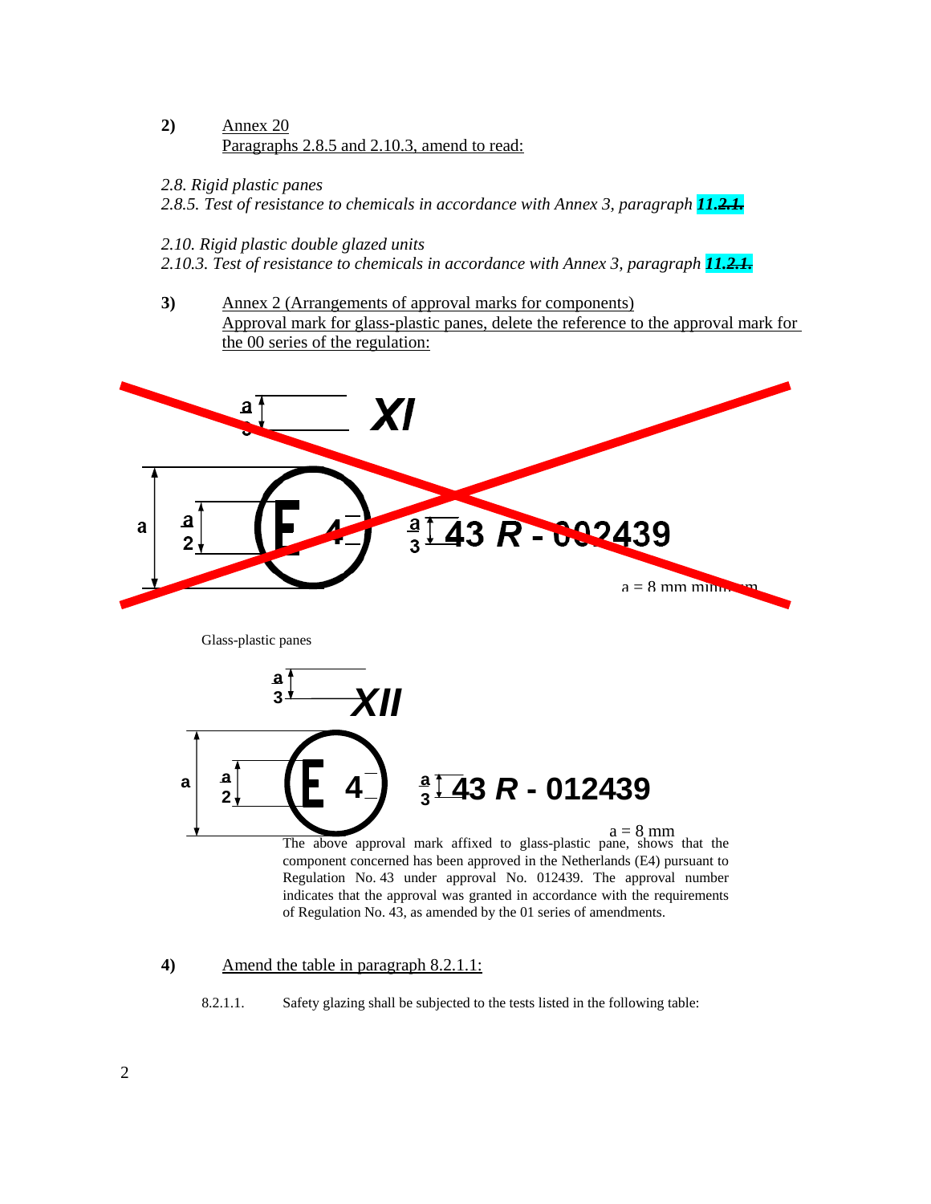**2)** <u>Annex 20</u>
<u>Paragraphs 2.8.5 and 2.10.3, amend to read:</u>

*2.8. Rigid plastic panes*
*2.8.5. Test of resistance to chemicals in accordance with Annex 3, paragraph* ***11.~~2.1.~~***

*2.10. Rigid plastic double glazed units*
*2.10.3. Test of resistance to chemicals in accordance with Annex 3, paragraph* ***11.~~2.1.~~***

**3)** <u>Annex 2 (Arrangements of approval marks for components)</u>
<u>Approval mark for glass-plastic panes, delete the reference to the approval mark for the 00 series of the regulation:</u>

~~XI~~

~~E 4 — 43 R - 002439~~

~~a = 8 mm minimum~~

Glass-plastic panes

XII

E 4 — 43 R - 012439

a = 8 mm

The above approval mark affixed to glass-plastic pane, shows that the component concerned has been approved in the Netherlands (E4) pursuant to Regulation No. 43 under approval No. 012439. The approval number indicates that the approval was granted in accordance with the requirements of Regulation No. 43, as amended by the 01 series of amendments.

**4)** <u>Amend the table in paragraph 8.2.1.1:</u>

8.2.1.1. Safety glazing shall be subjected to the tests listed in the following table: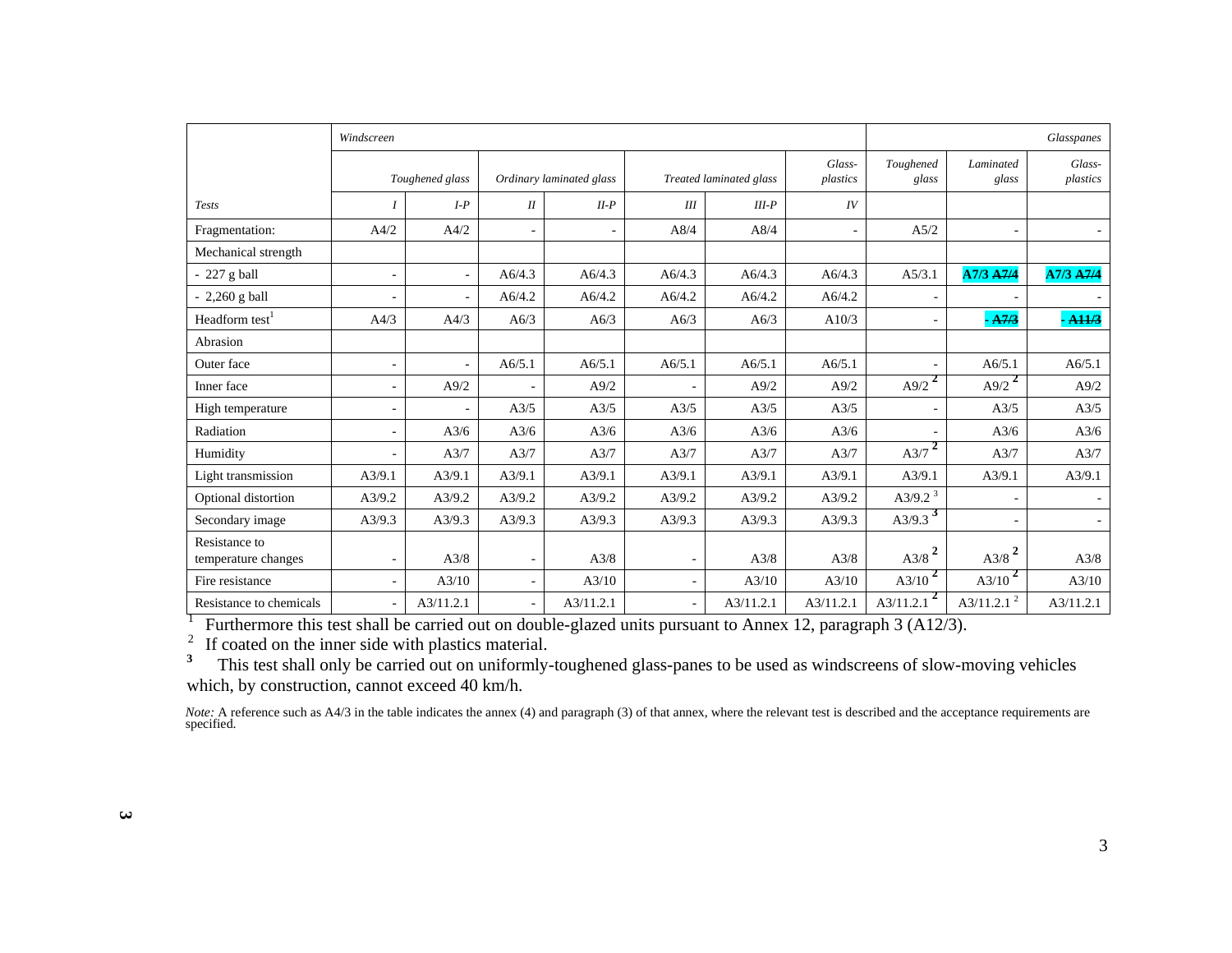| | Windscreen | | | | | | | Glasspanes | | |
|---|---|---|---|---|---|---|---|---|---|---|
| | Toughened glass | | Ordinary laminated glass | | Treated laminated glass | | Glass-plastics | Toughened glass | Laminated glass | Glass-plastics |
| Tests | I | I-P | II | II-P | III | III-P | IV | | | |
| Fragmentation: | A4/2 | A4/2 | - | - | A8/4 | A8/4 | - | A5/2 | - | - |
| Mechanical strength | | | | | | | | | | |
| - 227 g ball | - | - | A6/4.3 | A6/4.3 | A6/4.3 | A6/4.3 | A6/4.3 | A5/3.1 | **A7/3** ~~**A7/4**~~ | **A7/3** ~~**A7/4**~~ |
| - 2,260 g ball | - | - | A6/4.2 | A6/4.2 | A6/4.2 | A6/4.2 | A6/4.2 | - | - | - |
| Headform test[1] | A4/3 | A4/3 | A6/3 | A6/3 | A6/3 | A6/3 | A10/3 | - | **-** ~~**A7/3**~~ | **-** ~~**A11/3**~~ |
| Abrasion | | | | | | | | | | |
| Outer face | - | - | A6/5.1 | A6/5.1 | A6/5.1 | A6/5.1 | A6/5.1 | - | A6/5.1 | A6/5.1 |
| Inner face | - | A9/2 | - | A9/2 | - | A9/2 | A9/2 | A9/2 [2] | A9/2 [2] | A9/2 |
| High temperature | - | - | A3/5 | A3/5 | A3/5 | A3/5 | A3/5 | - | A3/5 | A3/5 |
| Radiation | - | A3/6 | A3/6 | A3/6 | A3/6 | A3/6 | A3/6 | - | A3/6 | A3/6 |
| Humidity | - | A3/7 | A3/7 | A3/7 | A3/7 | A3/7 | A3/7 | A3/7 [2] | A3/7 | A3/7 |
| Light transmission | A3/9.1 | A3/9.1 | A3/9.1 | A3/9.1 | A3/9.1 | A3/9.1 | A3/9.1 | A3/9.1 | A3/9.1 | A3/9.1 |
| Optional distortion | A3/9.2 | A3/9.2 | A3/9.2 | A3/9.2 | A3/9.2 | A3/9.2 | A3/9.2 | A3/9.2 [3] | - | - |
| Secondary image | A3/9.3 | A3/9.3 | A3/9.3 | A3/9.3 | A3/9.3 | A3/9.3 | A3/9.3 | A3/9.3 [3] | - | - |
| Resistance to temperature changes | - | A3/8 | - | A3/8 | - | A3/8 | A3/8 | A3/8 [2] | A3/8 [2] | A3/8 |
| Fire resistance | - | A3/10 | - | A3/10 | - | A3/10 | A3/10 | A3/10 [2] | A3/10 [2] | A3/10 |
| Resistance to chemicals | - | A3/11.2.1 | - | A3/11.2.1 | - | A3/11.2.1 | A3/11.2.1 | A3/11.2.1 [2] | A3/11.2.1 [2] | A3/11.2.1 |

[1] Furthermore this test shall be carried out on double-glazed units pursuant to Annex 12, paragraph 3 (A12/3).

[2] If coated on the inner side with plastics material.

[3] This test shall only be carried out on uniformly-toughened glass-panes to be used as windscreens of slow-moving vehicles which, by construction, cannot exceed 40 km/h.

*Note:* A reference such as A4/3 in the table indicates the annex (4) and paragraph (3) of that annex, where the relevant test is described and the acceptance requirements are specified.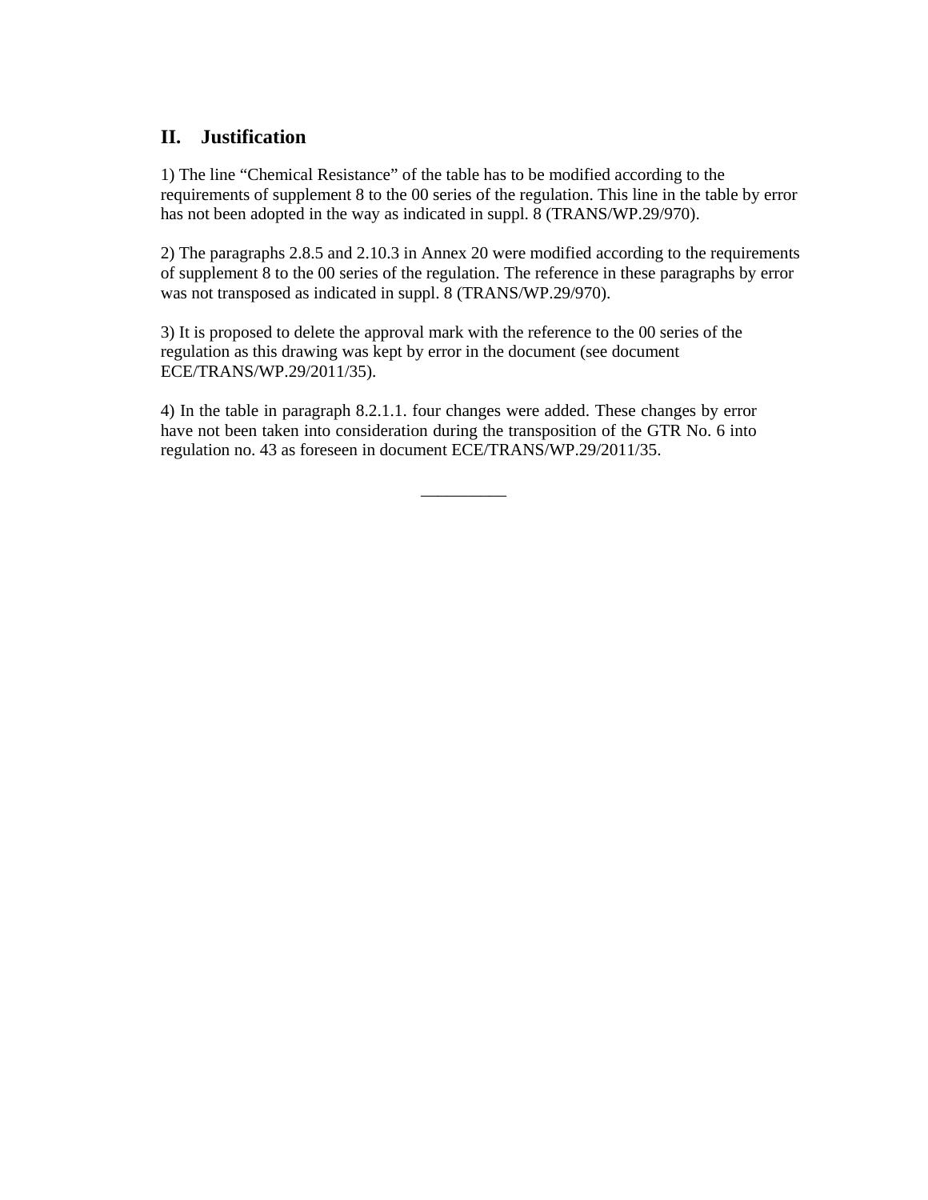## II. Justification

1) The line "Chemical Resistance" of the table has to be modified according to the requirements of supplement 8 to the 00 series of the regulation. This line in the table by error has not been adopted in the way as indicated in suppl. 8 (TRANS/WP.29/970).

2) The paragraphs 2.8.5 and 2.10.3 in Annex 20 were modified according to the requirements of supplement 8 to the 00 series of the regulation. The reference in these paragraphs by error was not transposed as indicated in suppl. 8 (TRANS/WP.29/970).

3) It is proposed to delete the approval mark with the reference to the 00 series of the regulation as this drawing was kept by error in the document (see document ECE/TRANS/WP.29/2011/35).

4) In the table in paragraph 8.2.1.1. four changes were added. These changes by error have not been taken into consideration during the transposition of the GTR No. 6 into regulation no. 43 as foreseen in document ECE/TRANS/WP.29/2011/35.

__________